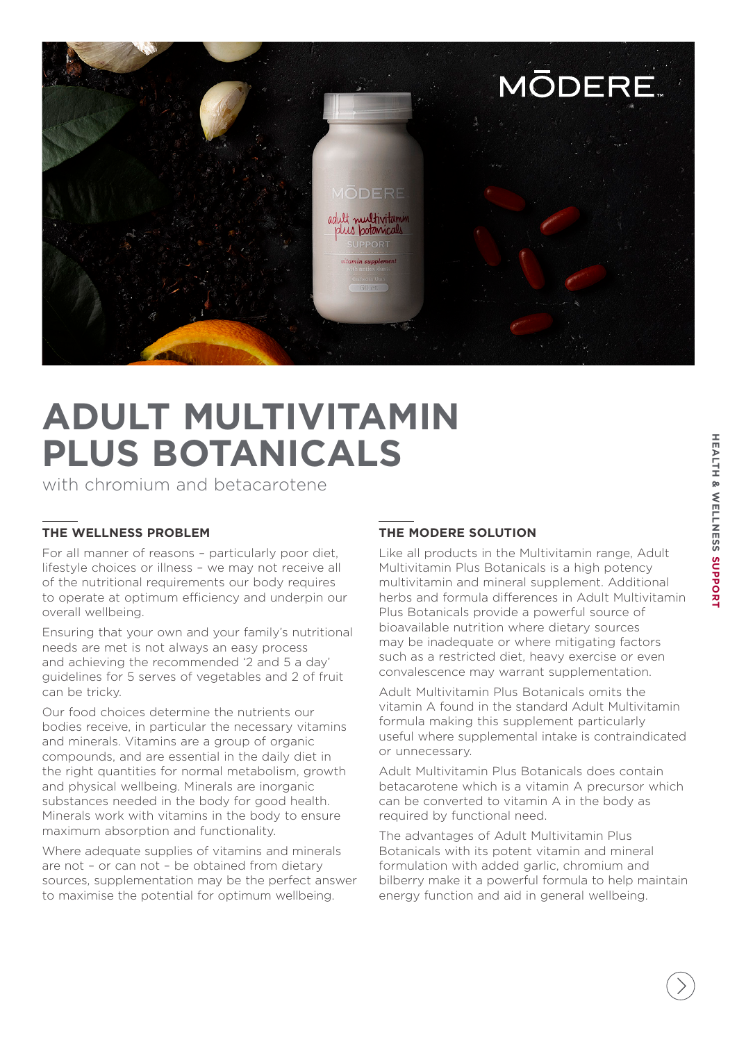# ADULT MULTIVITAMIN PLUS BOTANICALS

with chromium and betacarotene

## THE WELLNESS PROBLEM

For all manner of reasons – particularly poor diet, lifestyle choices or illness – we may not receive all of the nutritional requirements our body requires to operate at optimum efficiency and underpin our overall wellbeing.

Ensuring that your own and your family's nutritional needs are met is not always an easy process and achieving the recommended '2 and 5 a day' guidelines for 5 serves of vegetables and 2 of fruit can be tricky.

Our food choices determine the nutrients our bodies receive, in particular the necessary vitamins and minerals. Vitamins are a group of organic compounds, and are essential in the daily diet in the right quantities for normal metabolism, growth and physical wellbeing. Minerals are inorganic substances needed in the body for good health. Minerals work with vitamins in the body to ensure maximum absorption and functionality.

Where adequate supplies of vitamins and minerals are not – or can not – be obtained from dietary sources, supplementation may be the perfect answer to maximise the potential for optimum wellbeing.

## THE MODERE SOLUTION

Like all products in the Multivitamin range, Adult Multivitamin Plus Botanicals is a high potency multivitamin and mineral supplement. Additional herbs and formula differences in Adult Multivitamin Plus Botanicals provide a powerful source of bioavailable nutrition where dietary sources may be inadequate or where mitigating factors such as a restricted diet, heavy exercise or even convalescence may warrant supplementation.

Adult Multivitamin Plus Botanicals omits the vitamin A found in the standard Adult Multivitamin formula making this supplement particularly useful where supplemental intake is contraindicated or unnecessary.

Adult Multivitamin Plus Botanicals does contain betacarotene which is a vitamin A precursor which can be converted to vitamin A in the body as required by functional need.

The advantages of Adult Multivitamin Plus Botanicals with its potent vitamin and mineral formulation with added garlic, chromium and bilberry make it a powerful formula to help maintain energy function and aid in general wellbeing.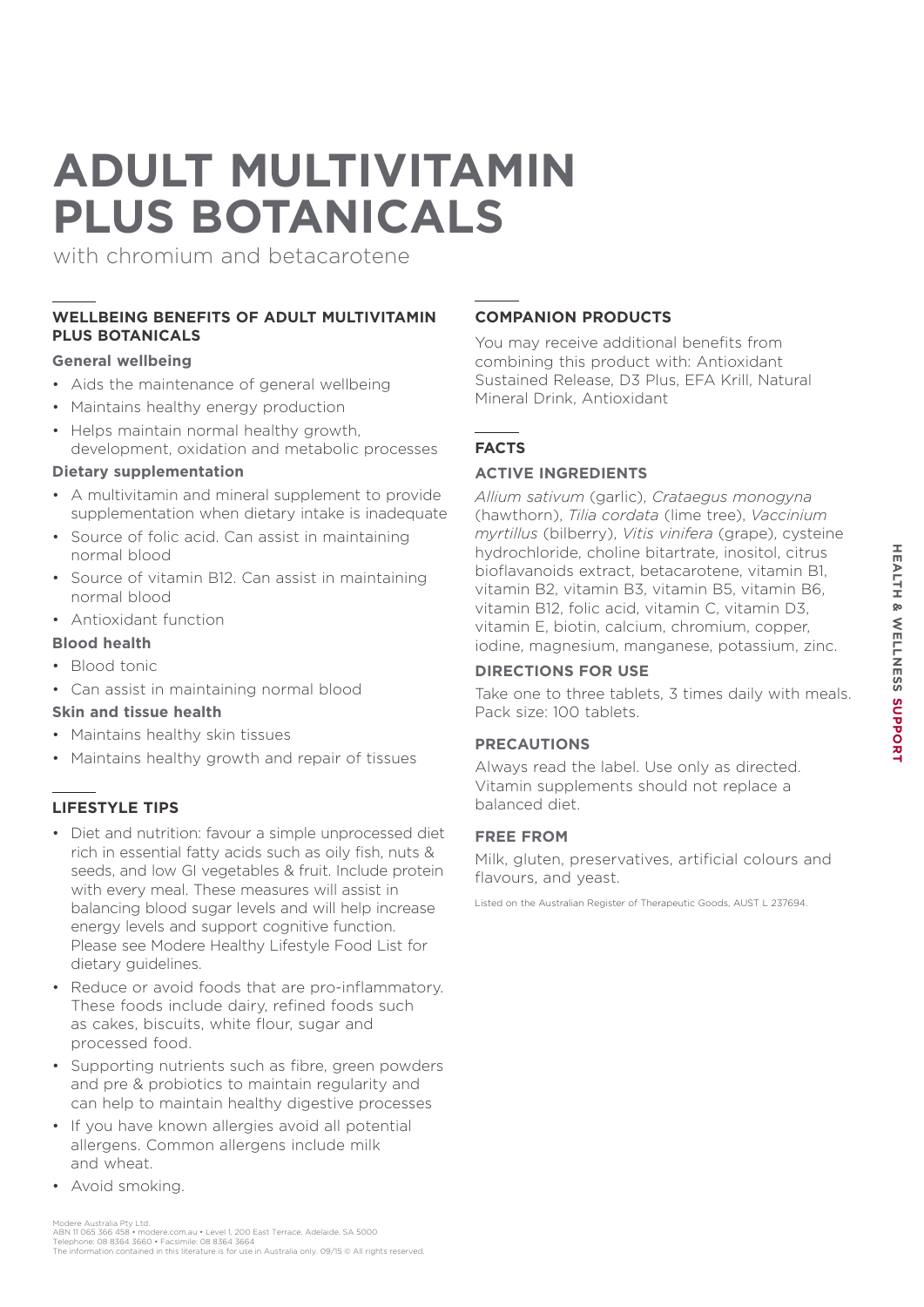# ADULT MULTIVITAMIN PLUS BOTANICALS

with chromium and betacarotene

## WELLBEING BENEFITS OF ADULT MULTIVITAMIN PLUS BOTANICALS

### General wellbeing

- Aids the maintenance of general wellbeing
- Maintains healthy energy production
- Helps maintain normal healthy growth, development, oxidation and metabolic processes

### Dietary supplementation

- A multivitamin and mineral supplement to provide supplementation when dietary intake is inadequate
- Source of folic acid. Can assist in maintaining normal blood
- Source of vitamin B12. Can assist in maintaining normal blood
- Antioxidant function

### Blood health

- Blood tonic
- Can assist in maintaining normal blood

### Skin and tissue health

- Maintains healthy skin tissues
- Maintains healthy growth and repair of tissues

## LIFESTYLE TIPS

- Diet and nutrition: favour a simple unprocessed diet rich in essential fatty acids such as oily fish, nuts & seeds, and low GI vegetables & fruit. Include protein with every meal. These measures will assist in balancing blood sugar levels and will help increase energy levels and support cognitive function. Please see Modere Healthy Lifestyle Food List for dietary guidelines.
- Reduce or avoid foods that are pro-inflammatory. These foods include dairy, refined foods such as cakes, biscuits, white flour, sugar and processed food.
- Supporting nutrients such as fibre, green powders and pre & probiotics to maintain regularity and can help to maintain healthy digestive processes
- If you have known allergies avoid all potential allergens. Common allergens include milk and wheat.
- Avoid smoking.

## COMPANION PRODUCTS

You may receive additional benefits from combining this product with: Antioxidant Sustained Release, D3 Plus, EFA Krill, Natural Mineral Drink, Antioxidant

## FACTS

### ACTIVE INGREDIENTS

*Allium sativum* (garlic), *Crataegus monogyna* (hawthorn), *Tilia cordata* (lime tree), *Vaccinium myrtillus* (bilberry), *Vitis vinifera* (grape), cysteine hydrochloride, choline bitartrate, inositol, citrus bioflavanoids extract, betacarotene, vitamin B1, vitamin B2, vitamin B3, vitamin B5, vitamin B6, vitamin B12, folic acid, vitamin C, vitamin D3, vitamin E, biotin, calcium, chromium, copper, iodine, magnesium, manganese, potassium, zinc.

### DIRECTIONS FOR USE

Take one to three tablets, 3 times daily with meals. Pack size: 100 tablets.

### PRECAUTIONS

Always read the label. Use only as directed. Vitamin supplements should not replace a balanced diet.

### FREE FROM

Milk, gluten, preservatives, artificial colours and flavours, and yeast.

Listed on the Australian Register of Therapeutic Goods, AUST L 237694.

HEALTH & WELLNESS SUPPORT

Modere Australia Pty Ltd.
ABN 11 065 366 458 • modere.com.au • Level 1, 200 East Terrace, Adelaide, SA 5000
Telephone: 08 8364 3660 • Facsimile: 08 8364 3664
The information contained in this literature is for use in Australia only. 09/15 © All rights reserved.